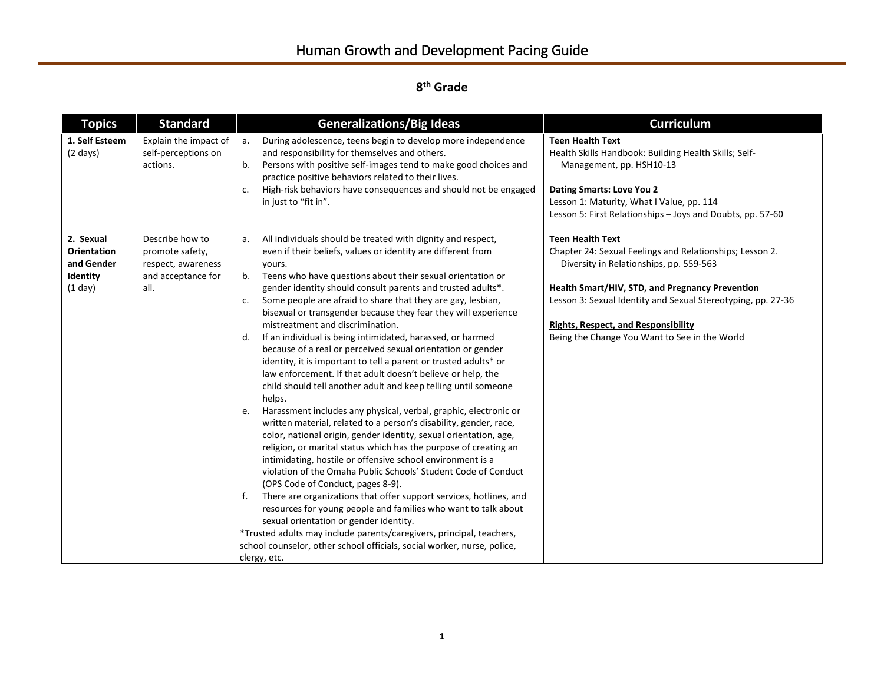# Human Growth and Development Pacing Guide

## 8th Grade

| Topics | Standard | Generalizations/Big Ideas | Curriculum |
|---|---|---|---|
| **1. Self Esteem** (2 days) | Explain the impact of self-perceptions on actions. | a. During adolescence, teens begin to develop more independence and responsibility for themselves and others.<br>b. Persons with positive self-images tend to make good choices and practice positive behaviors related to their lives.<br>c. High-risk behaviors have consequences and should not be engaged in just to "fit in". | **Teen Health Text**<br>Health Skills Handbook: Building Health Skills; Self-Management, pp. HSH10-13<br><br>**Dating Smarts: Love You 2**<br>Lesson 1: Maturity, What I Value, pp. 114<br>Lesson 5: First Relationships – Joys and Doubts, pp. 57-60 |
| **2. Sexual Orientation and Gender Identity** (1 day) | Describe how to promote safety, respect, awareness and acceptance for all. | a. All individuals should be treated with dignity and respect, even if their beliefs, values or identity are different from yours.<br>b. Teens who have questions about their sexual orientation or gender identity should consult parents and trusted adults*.<br>c. Some people are afraid to share that they are gay, lesbian, bisexual or transgender because they fear they will experience mistreatment and discrimination.<br>d. If an individual is being intimidated, harassed, or harmed because of a real or perceived sexual orientation or gender identity, it is important to tell a parent or trusted adults* or law enforcement. If that adult doesn't believe or help, the child should tell another adult and keep telling until someone helps.<br>e. Harassment includes any physical, verbal, graphic, electronic or written material, related to a person's disability, gender, race, color, national origin, gender identity, sexual orientation, age, religion, or marital status which has the purpose of creating an intimidating, hostile or offensive school environment is a violation of the Omaha Public Schools' Student Code of Conduct (OPS Code of Conduct, pages 8-9).<br>f. There are organizations that offer support services, hotlines, and resources for young people and families who want to talk about sexual orientation or gender identity.<br>*Trusted adults may include parents/caregivers, principal, teachers, school counselor, other school officials, social worker, nurse, police, clergy, etc. | **Teen Health Text**<br>Chapter 24: Sexual Feelings and Relationships; Lesson 2. Diversity in Relationships, pp. 559-563<br><br>**Health Smart/HIV, STD, and Pregnancy Prevention**<br>Lesson 3: Sexual Identity and Sexual Stereotyping, pp. 27-36<br><br>**Rights, Respect, and Responsibility**<br>Being the Change You Want to See in the World |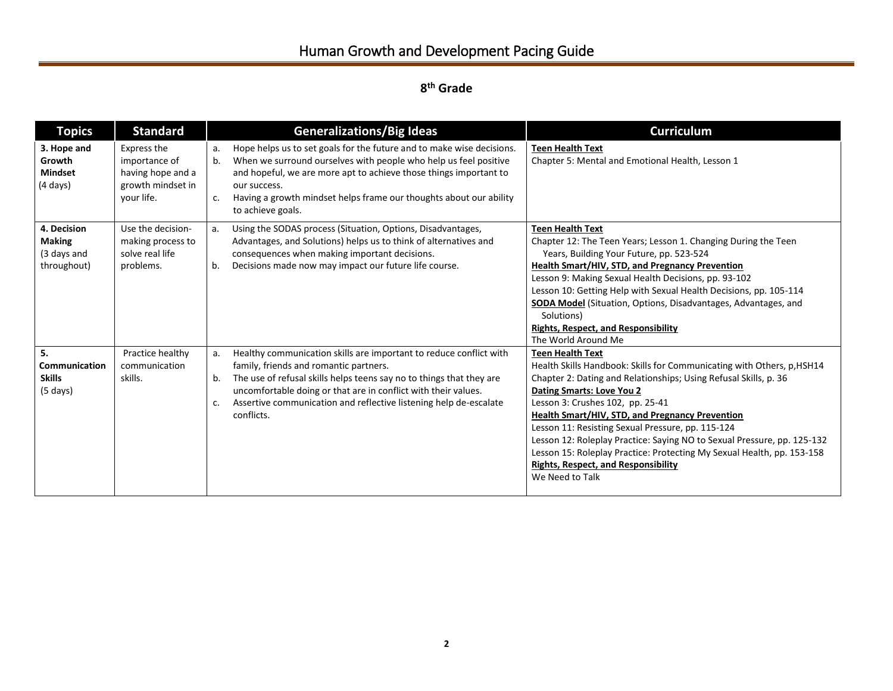# Human Growth and Development Pacing Guide

## 8th Grade

| Topics | Standard | Generalizations/Big Ideas | Curriculum |
|---|---|---|---|
| **3. Hope and Growth Mindset** (4 days) | Express the importance of having hope and a growth mindset in your life. | a. Hope helps us to set goals for the future and to make wise decisions.<br>b. When we surround ourselves with people who help us feel positive and hopeful, we are more apt to achieve those things important to our success.<br>c. Having a growth mindset helps frame our thoughts about our ability to achieve goals. | **Teen Health Text**<br>Chapter 5: Mental and Emotional Health, Lesson 1 |
| **4. Decision Making** (3 days and throughout) | Use the decision-making process to solve real life problems. | a. Using the SODAS process (Situation, Options, Disadvantages, Advantages, and Solutions) helps us to think of alternatives and consequences when making important decisions.<br>b. Decisions made now may impact our future life course. | **Teen Health Text**<br>Chapter 12: The Teen Years; Lesson 1. Changing During the Teen Years, Building Your Future, pp. 523-524<br>**Health Smart/HIV, STD, and Pregnancy Prevention**<br>Lesson 9: Making Sexual Health Decisions, pp. 93-102<br>Lesson 10: Getting Help with Sexual Health Decisions, pp. 105-114<br>**SODA Model** (Situation, Options, Disadvantages, Advantages, and Solutions)<br>**Rights, Respect, and Responsibility**<br>The World Around Me |
| **5. Communication Skills** (5 days) | Practice healthy communication skills. | a. Healthy communication skills are important to reduce conflict with family, friends and romantic partners.<br>b. The use of refusal skills helps teens say no to things that they are uncomfortable doing or that are in conflict with their values.<br>c. Assertive communication and reflective listening help de-escalate conflicts. | **Teen Health Text**<br>Health Skills Handbook: Skills for Communicating with Others, p,HSH14<br>Chapter 2: Dating and Relationships; Using Refusal Skills, p. 36<br>**Dating Smarts: Love You 2**<br>Lesson 3: Crushes 102, pp. 25-41<br>**Health Smart/HIV, STD, and Pregnancy Prevention**<br>Lesson 11: Resisting Sexual Pressure, pp. 115-124<br>Lesson 12: Roleplay Practice: Saying NO to Sexual Pressure, pp. 125-132<br>Lesson 15: Roleplay Practice: Protecting My Sexual Health, pp. 153-158<br>**Rights, Respect, and Responsibility**<br>We Need to Talk |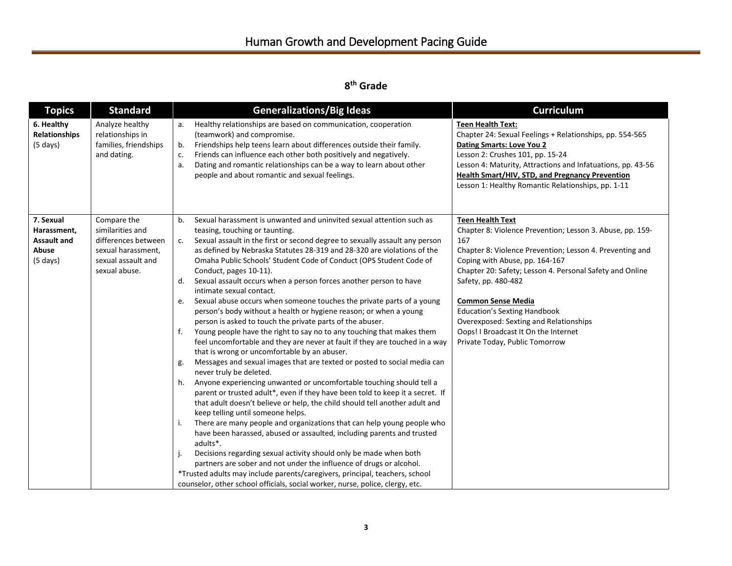# Human Growth and Development Pacing Guide

## 8th Grade

| Topics | Standard | Generalizations/Big Ideas | Curriculum |
|---|---|---|---|
| **6. Healthy Relationships** (5 days) | Analyze healthy relationships in families, friendships and dating. | a. Healthy relationships are based on communication, cooperation (teamwork) and compromise.<br>b. Friendships help teens learn about differences outside their family.<br>c. Friends can influence each other both positively and negatively.<br>a. Dating and romantic relationships can be a way to learn about other people and about romantic and sexual feelings. | **Teen Health Text:**<br>Chapter 24: Sexual Feelings + Relationships, pp. 554-565<br>**Dating Smarts: Love You 2**<br>Lesson 2: Crushes 101, pp. 15-24<br>Lesson 4: Maturity, Attractions and Infatuations, pp. 43-56<br>**Health Smart/HIV, STD, and Pregnancy Prevention**<br>Lesson 1: Healthy Romantic Relationships, pp. 1-11 |
| **7. Sexual Harassment, Assault and Abuse** (5 days) | Compare the similarities and differences between sexual harassment, sexual assault and sexual abuse. | b. Sexual harassment is unwanted and uninvited sexual attention such as teasing, touching or taunting.<br>c. Sexual assault in the first or second degree to sexually assault any person as defined by Nebraska Statutes 28-319 and 28-320 are violations of the Omaha Public Schools' Student Code of Conduct (OPS Student Code of Conduct, pages 10-11).<br>d. Sexual assault occurs when a person forces another person to have intimate sexual contact.<br>e. Sexual abuse occurs when someone touches the private parts of a young person's body without a health or hygiene reason; or when a young person is asked to touch the private parts of the abuser.<br>f. Young people have the right to say no to any touching that makes them feel uncomfortable and they are never at fault if they are touched in a way that is wrong or uncomfortable by an abuser.<br>g. Messages and sexual images that are texted or posted to social media can never truly be deleted.<br>h. Anyone experiencing unwanted or uncomfortable touching should tell a parent or trusted adult*, even if they have been told to keep it a secret. If that adult doesn't believe or help, the child should tell another adult and keep telling until someone helps.<br>i. There are many people and organizations that can help young people who have been harassed, abused or assaulted, including parents and trusted adults*.<br>j. Decisions regarding sexual activity should only be made when both partners are sober and not under the influence of drugs or alcohol.<br>*Trusted adults may include parents/caregivers, principal, teachers, school counselor, other school officials, social worker, nurse, police, clergy, etc. | **Teen Health Text**<br>Chapter 8: Violence Prevention; Lesson 3. Abuse, pp. 159-167<br>Chapter 8: Violence Prevention; Lesson 4. Preventing and Coping with Abuse, pp. 164-167<br>Chapter 20: Safety; Lesson 4. Personal Safety and Online Safety, pp. 480-482<br><br>**Common Sense Media**<br>Education's Sexting Handbook<br>Overexposed: Sexting and Relationships<br>Oops! I Broadcast It On the Internet<br>Private Today, Public Tomorrow |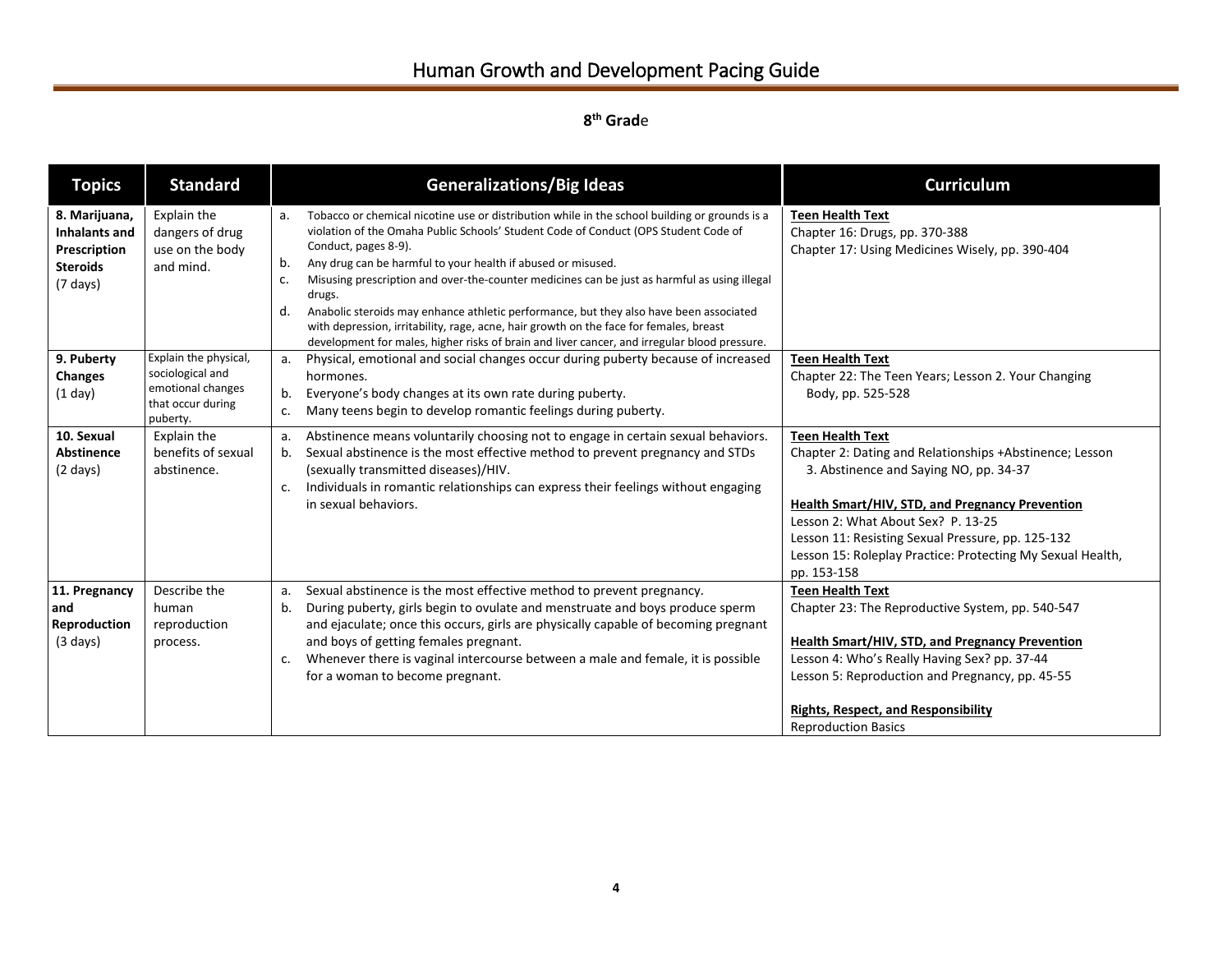# Human Growth and Development Pacing Guide

**8th Grade**

| Topics | Standard | Generalizations/Big Ideas | Curriculum |
|---|---|---|---|
| **8. Marijuana, Inhalants and Prescription Steroids** (7 days) | Explain the dangers of drug use on the body and mind. | a. Tobacco or chemical nicotine use or distribution while in the school building or grounds is a violation of the Omaha Public Schools' Student Code of Conduct (OPS Student Code of Conduct, pages 8-9).<br>b. Any drug can be harmful to your health if abused or misused.<br>c. Misusing prescription and over-the-counter medicines can be just as harmful as using illegal drugs.<br>d. Anabolic steroids may enhance athletic performance, but they also have been associated with depression, irritability, rage, acne, hair growth on the face for females, breast development for males, higher risks of brain and liver cancer, and irregular blood pressure. | **Teen Health Text**<br>Chapter 16: Drugs, pp. 370-388<br>Chapter 17: Using Medicines Wisely, pp. 390-404 |
| **9. Puberty Changes** (1 day) | Explain the physical, sociological and emotional changes that occur during puberty. | a. Physical, emotional and social changes occur during puberty because of increased hormones.<br>b. Everyone's body changes at its own rate during puberty.<br>c. Many teens begin to develop romantic feelings during puberty. | **Teen Health Text**<br>Chapter 22: The Teen Years; Lesson 2. Your Changing Body, pp. 525-528 |
| **10. Sexual Abstinence** (2 days) | Explain the benefits of sexual abstinence. | a. Abstinence means voluntarily choosing not to engage in certain sexual behaviors.<br>b. Sexual abstinence is the most effective method to prevent pregnancy and STDs (sexually transmitted diseases)/HIV.<br>c. Individuals in romantic relationships can express their feelings without engaging in sexual behaviors. | **Teen Health Text**<br>Chapter 2: Dating and Relationships +Abstinence; Lesson 3. Abstinence and Saying NO, pp. 34-37<br><br>**Health Smart/HIV, STD, and Pregnancy Prevention**<br>Lesson 2: What About Sex? P. 13-25<br>Lesson 11: Resisting Sexual Pressure, pp. 125-132<br>Lesson 15: Roleplay Practice: Protecting My Sexual Health, pp. 153-158 |
| **11. Pregnancy and Reproduction** (3 days) | Describe the human reproduction process. | a. Sexual abstinence is the most effective method to prevent pregnancy.<br>b. During puberty, girls begin to ovulate and menstruate and boys produce sperm and ejaculate; once this occurs, girls are physically capable of becoming pregnant and boys of getting females pregnant.<br>c. Whenever there is vaginal intercourse between a male and female, it is possible for a woman to become pregnant. | **Teen Health Text**<br>Chapter 23: The Reproductive System, pp. 540-547<br><br>**Health Smart/HIV, STD, and Pregnancy Prevention**<br>Lesson 4: Who's Really Having Sex? pp. 37-44<br>Lesson 5: Reproduction and Pregnancy, pp. 45-55<br><br>**Rights, Respect, and Responsibility**<br>Reproduction Basics |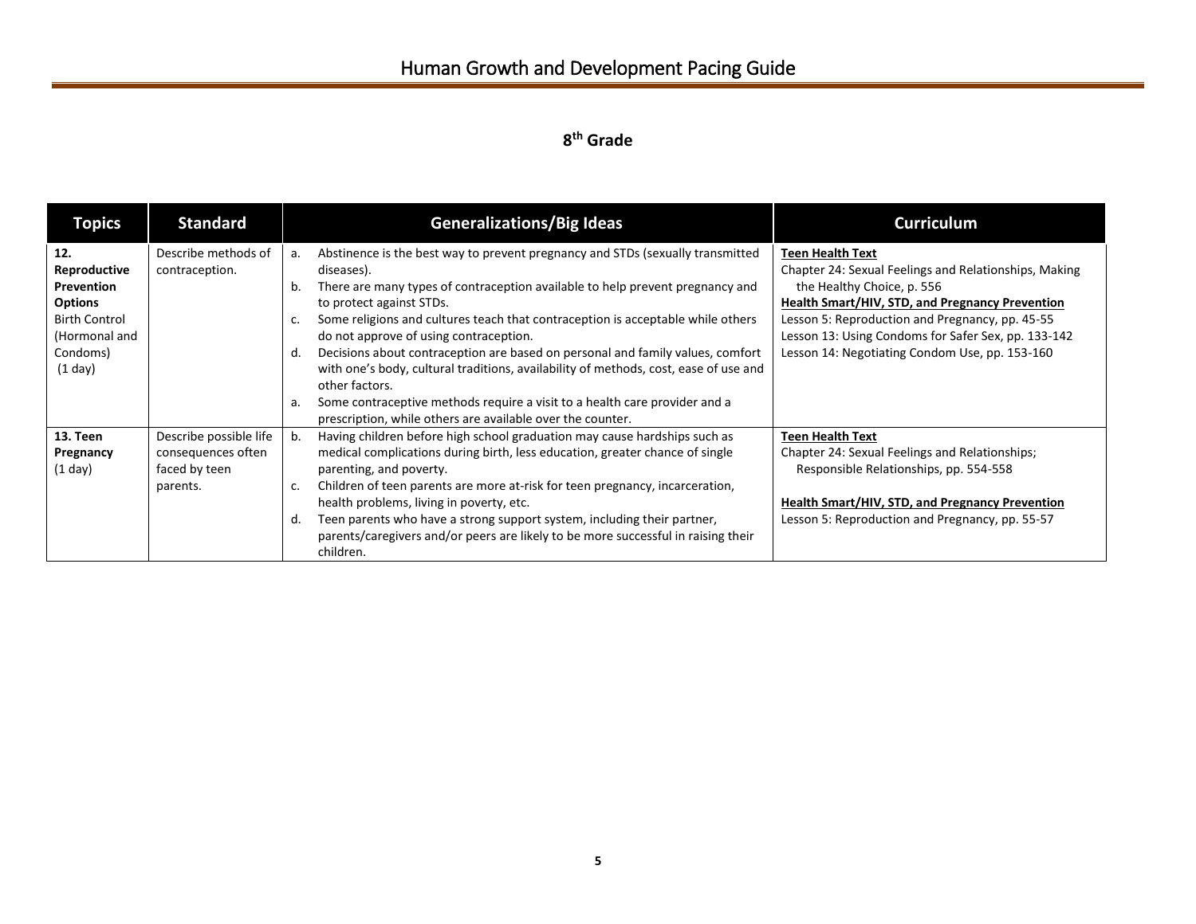# Human Growth and Development Pacing Guide

## 8th Grade

| Topics | Standard | Generalizations/Big Ideas | Curriculum |
|---|---|---|---|
| **12. Reproductive Prevention Options** Birth Control (Hormonal and Condoms) (1 day) | Describe methods of contraception. | a. Abstinence is the best way to prevent pregnancy and STDs (sexually transmitted diseases).<br>b. There are many types of contraception available to help prevent pregnancy and to protect against STDs.<br>c. Some religions and cultures teach that contraception is acceptable while others do not approve of using contraception.<br>d. Decisions about contraception are based on personal and family values, comfort with one's body, cultural traditions, availability of methods, cost, ease of use and other factors.<br>a. Some contraceptive methods require a visit to a health care provider and a prescription, while others are available over the counter. | **Teen Health Text**<br>Chapter 24: Sexual Feelings and Relationships, Making the Healthy Choice, p. 556<br>**Health Smart/HIV, STD, and Pregnancy Prevention**<br>Lesson 5: Reproduction and Pregnancy, pp. 45-55<br>Lesson 13: Using Condoms for Safer Sex, pp. 133-142<br>Lesson 14: Negotiating Condom Use, pp. 153-160 |
| **13. Teen Pregnancy** (1 day) | Describe possible life consequences often faced by teen parents. | b. Having children before high school graduation may cause hardships such as medical complications during birth, less education, greater chance of single parenting, and poverty.<br>c. Children of teen parents are more at-risk for teen pregnancy, incarceration, health problems, living in poverty, etc.<br>d. Teen parents who have a strong support system, including their partner, parents/caregivers and/or peers are likely to be more successful in raising their children. | **Teen Health Text**<br>Chapter 24: Sexual Feelings and Relationships; Responsible Relationships, pp. 554-558<br><br>**Health Smart/HIV, STD, and Pregnancy Prevention**<br>Lesson 5: Reproduction and Pregnancy, pp. 55-57 |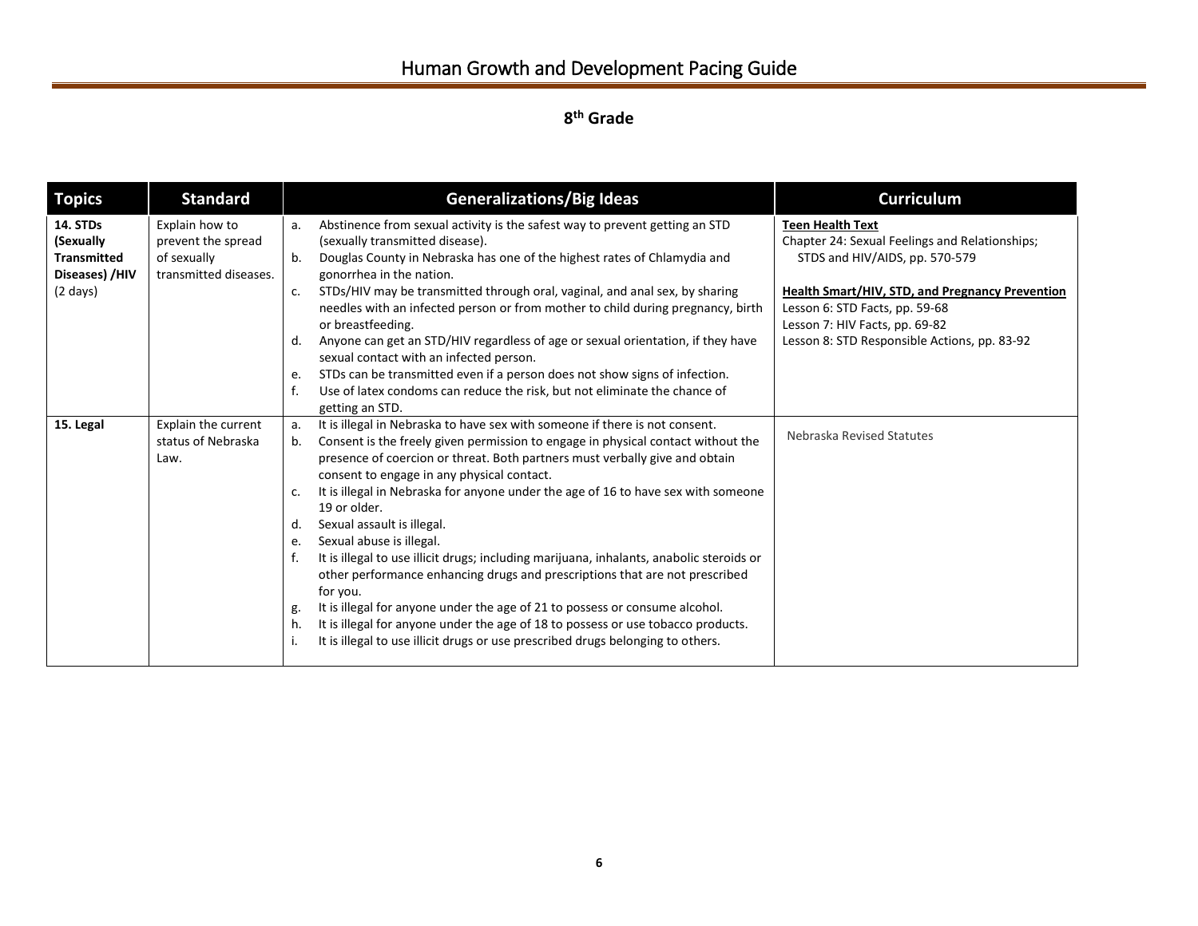# Human Growth and Development Pacing Guide

## 8th Grade

| Topics | Standard | Generalizations/Big Ideas | Curriculum |
|---|---|---|---|
| **14. STDs (Sexually Transmitted Diseases) /HIV** (2 days) | Explain how to prevent the spread of sexually transmitted diseases. | a. Abstinence from sexual activity is the safest way to prevent getting an STD (sexually transmitted disease).<br>b. Douglas County in Nebraska has one of the highest rates of Chlamydia and gonorrhea in the nation.<br>c. STDs/HIV may be transmitted through oral, vaginal, and anal sex, by sharing needles with an infected person or from mother to child during pregnancy, birth or breastfeeding.<br>d. Anyone can get an STD/HIV regardless of age or sexual orientation, if they have sexual contact with an infected person.<br>e. STDs can be transmitted even if a person does not show signs of infection.<br>f. Use of latex condoms can reduce the risk, but not eliminate the chance of getting an STD. | **Teen Health Text**<br>Chapter 24: Sexual Feelings and Relationships; STDS and HIV/AIDS, pp. 570-579<br><br>**Health Smart/HIV, STD, and Pregnancy Prevention**<br>Lesson 6: STD Facts, pp. 59-68<br>Lesson 7: HIV Facts, pp. 69-82<br>Lesson 8: STD Responsible Actions, pp. 83-92 |
| **15. Legal** | Explain the current status of Nebraska Law. | a. It is illegal in Nebraska to have sex with someone if there is not consent.<br>b. Consent is the freely given permission to engage in physical contact without the presence of coercion or threat. Both partners must verbally give and obtain consent to engage in any physical contact.<br>c. It is illegal in Nebraska for anyone under the age of 16 to have sex with someone 19 or older.<br>d. Sexual assault is illegal.<br>e. Sexual abuse is illegal.<br>f. It is illegal to use illicit drugs; including marijuana, inhalants, anabolic steroids or other performance enhancing drugs and prescriptions that are not prescribed for you.<br>g. It is illegal for anyone under the age of 21 to possess or consume alcohol.<br>h. It is illegal for anyone under the age of 18 to possess or use tobacco products.<br>i. It is illegal to use illicit drugs or use prescribed drugs belonging to others. | Nebraska Revised Statutes |